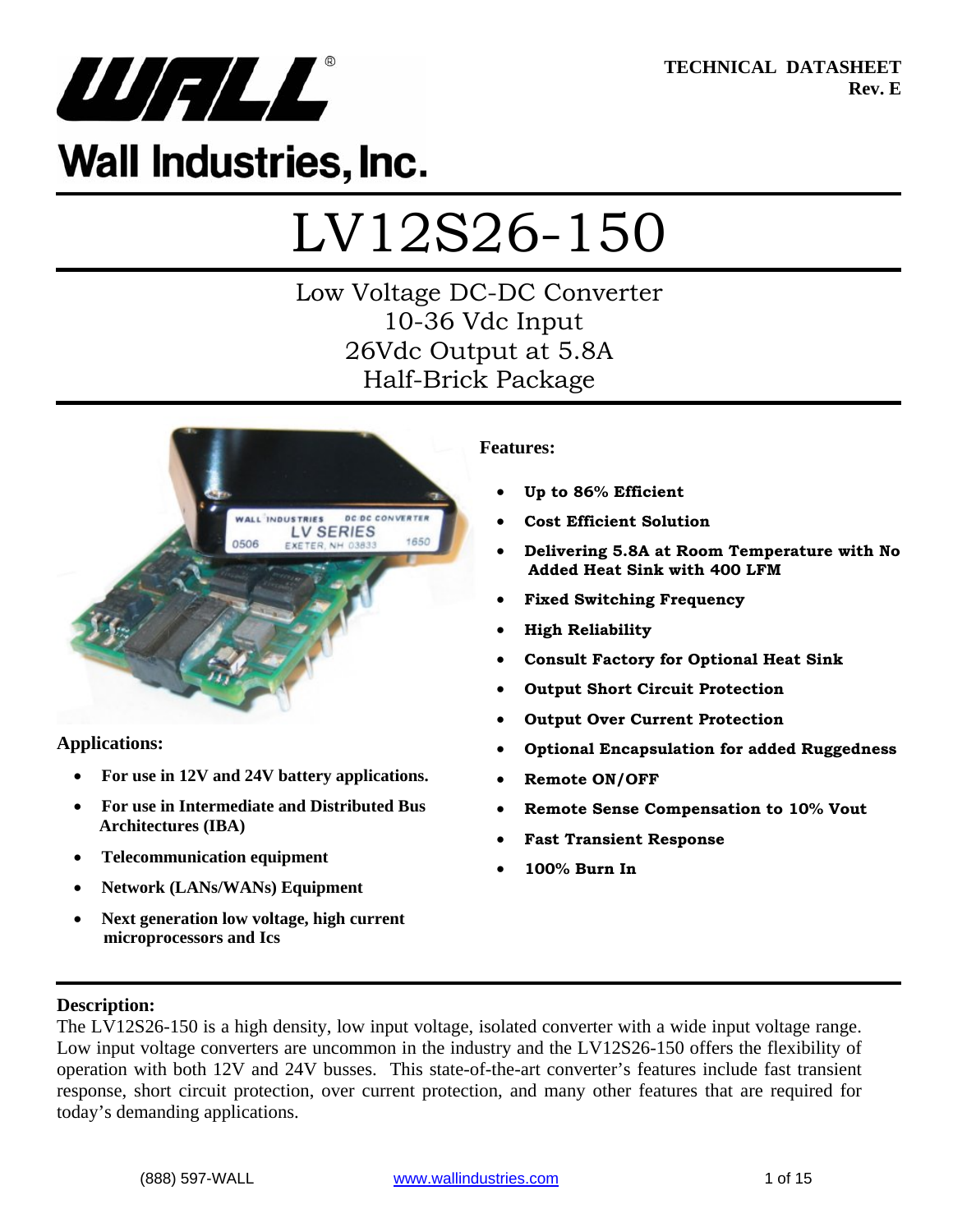Wall Industries, Inc.

**TECHNICAL DATASHEET**
**Rev. E**

# LV12S26-150

## Low Voltage DC-DC Converter
## 10-36 Vdc Input
## 26Vdc Output at 5.8A
## Half-Brick Package

**Features:**

- **Up to 86% Efficient**
- **Cost Efficient Solution**
- **Delivering 5.8A at Room Temperature with No Added Heat Sink with 400 LFM**
- **Fixed Switching Frequency**
- **High Reliability**
- **Consult Factory for Optional Heat Sink**
- **Output Short Circuit Protection**
- **Output Over Current Protection**
- **Optional Encapsulation for added Ruggedness**
- **Remote ON/OFF**
- **Remote Sense Compensation to 10% Vout**
- **Fast Transient Response**
- **100% Burn In**

**Applications:**

- **For use in 12V and 24V battery applications.**
- **For use in Intermediate and Distributed Bus Architectures (IBA)**
- **Telecommunication equipment**
- **Network (LANs/WANs) Equipment**
- **Next generation low voltage, high current microprocessors and Ics**

**Description:**

The LV12S26-150 is a high density, low input voltage, isolated converter with a wide input voltage range. Low input voltage converters are uncommon in the industry and the LV12S26-150 offers the flexibility of operation with both 12V and 24V busses. This state-of-the-art converter's features include fast transient response, short circuit protection, over current protection, and many other features that are required for today's demanding applications.

(888) 597-WALL www.wallindustries.com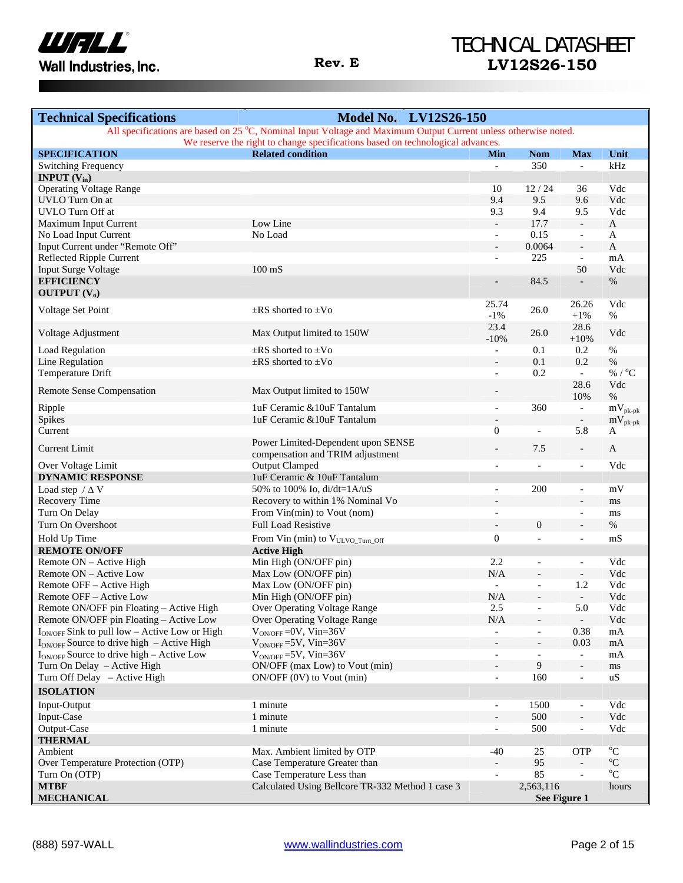# TECHNICAL DATASHEET
## LV12S26-150

Rev. E

| Technical Specifications | Model No. LV12S26-150 | | | | |
|---|---|---|---|---|---|
| All specifications are based on 25 °C, Nominal Input Voltage and Maximum Output Current unless otherwise noted. We reserve the right to change specifications based on technological advances. | | | | | |
| **SPECIFICATION** | **Related condition** | **Min** | **Nom** | **Max** | **Unit** |
| Switching Frequency | | - | 350 | - | kHz |
| **INPUT ($V_{in}$)** | | | | | |
| Operating Voltage Range | | 10 | 12 / 24 | 36 | Vdc |
| UVLO Turn On at | | 9.4 | 9.5 | 9.6 | Vdc |
| UVLO Turn Off at | | 9.3 | 9.4 | 9.5 | Vdc |
| Maximum Input Current | Low Line | - | 17.7 | - | A |
| No Load Input Current | No Load | - | 0.15 | - | A |
| Input Current under "Remote Off" | | - | 0.0064 | - | A |
| Reflected Ripple Current | | - | 225 | - | mA |
| Input Surge Voltage | 100 mS | | | 50 | Vdc |
| **EFFICIENCY** | | - | 84.5 | - | % |
| **OUTPUT ($V_o$)** | | | | | |
| Voltage Set Point | ±RS shorted to ±Vo | 25.74 -1% | 26.0 | 26.26 +1% | Vdc % |
| Voltage Adjustment | Max Output limited to 150W | 23.4 -10% | 26.0 | 28.6 +10% | Vdc |
| Load Regulation | ±RS shorted to ±Vo | - | 0.1 | 0.2 | % |
| Line Regulation | ±RS shorted to ±Vo | - | 0.1 | 0.2 | % |
| Temperature Drift | | - | 0.2 | - | % / °C |
| Remote Sense Compensation | Max Output limited to 150W | - | | 28.6 10% | Vdc % |
| Ripple | 1uF Ceramic &10uF Tantalum | - | 360 | - | $mV_{pk-pk}$ |
| Spikes | 1uF Ceramic &10uF Tantalum | - | | - | $mV_{pk-pk}$ |
| Current | | 0 | - | 5.8 | A |
| Current Limit | Power Limited-Dependent upon SENSE compensation and TRIM adjustment | - | 7.5 | - | A |
| Over Voltage Limit | Output Clamped | - | - | - | Vdc |
| **DYNAMIC RESPONSE** | 1uF Ceramic & 10uF Tantalum | | | | |
| Load step / Δ V | 50% to 100% Io, di/dt=1A/uS | - | 200 | - | mV |
| Recovery Time | Recovery to within 1% Nominal Vo | - | | - | ms |
| Turn On Delay | From Vin(min) to Vout (nom) | - | | - | ms |
| Turn On Overshoot | Full Load Resistive | - | 0 | - | % |
| Hold Up Time | From Vin (min) to $V_{ULVO\_Turn\_Off}$ | 0 | - | - | mS |
| **REMOTE ON/OFF** | **Active High** | | | | |
| Remote ON – Active High | Min High (ON/OFF pin) | 2.2 | - | - | Vdc |
| Remote ON – Active Low | Max Low (ON/OFF pin) | N/A | - | - | Vdc |
| Remote OFF – Active High | Max Low (ON/OFF pin) | - | - | 1.2 | Vdc |
| Remote OFF – Active Low | Min High (ON/OFF pin) | N/A | - | - | Vdc |
| Remote ON/OFF pin Floating – Active High | Over Operating Voltage Range | 2.5 | - | 5.0 | Vdc |
| Remote ON/OFF pin Floating – Active Low | Over Operating Voltage Range | N/A | - | - | Vdc |
| $I_{ON/OFF}$ Sink to pull low – Active Low or High | $V_{ON/OFF}$ =0V, Vin=36V | - | - | 0.38 | mA |
| $I_{ON/OFF}$ Source to drive high – Active High | $V_{ON/OFF}$ =5V, Vin=36V | - | - | 0.03 | mA |
| $I_{ON/OFF}$ Source to drive high – Active Low | $V_{ON/OFF}$ =5V, Vin=36V | - | - | - | mA |
| Turn On Delay – Active High | ON/OFF (max Low) to Vout (min) | - | 9 | - | ms |
| Turn Off Delay – Active High | ON/OFF (0V) to Vout (min) | - | 160 | - | uS |
| **ISOLATION** | | | | | |
| Input-Output | 1 minute | - | 1500 | - | Vdc |
| Input-Case | 1 minute | - | 500 | - | Vdc |
| Output-Case | 1 minute | - | 500 | - | Vdc |
| **THERMAL** | | | | | |
| Ambient | Max. Ambient limited by OTP | -40 | 25 | OTP | °C |
| Over Temperature Protection (OTP) | Case Temperature Greater than | - | 95 | - | °C |
| Turn On (OTP) | Case Temperature Less than | - | 85 | - | °C |
| **MTBF** | Calculated Using Bellcore TR-332 Method 1 case 3 | | 2,563,116 | | hours |
| **MECHANICAL** | | | **See Figure 1** | | |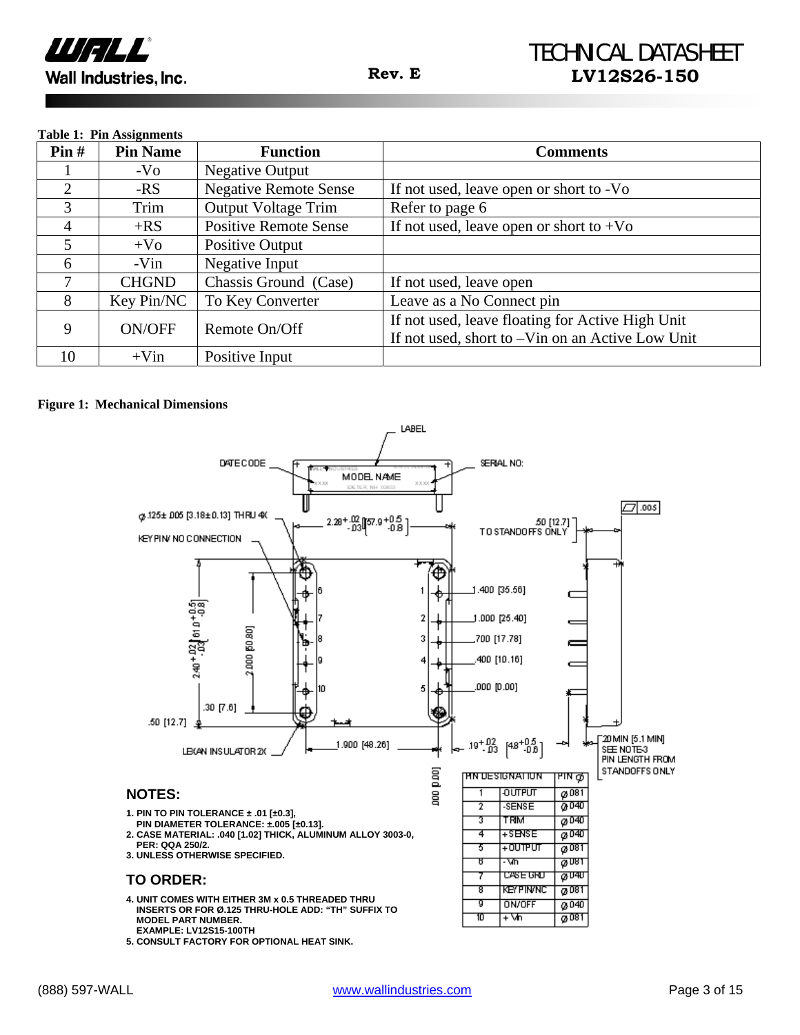**Table 1: Pin Assignments**

| Pin # | Pin Name | Function | Comments |
|---|---|---|---|
| 1 | -Vo | Negative Output | |
| 2 | -RS | Negative Remote Sense | If not used, leave open or short to -Vo |
| 3 | Trim | Output Voltage Trim | Refer to page 6 |
| 4 | +RS | Positive Remote Sense | If not used, leave open or short to +Vo |
| 5 | +Vo | Positive Output | |
| 6 | -Vin | Negative Input | |
| 7 | CHGND | Chassis Ground (Case) | If not used, leave open |
| 8 | Key Pin/NC | To Key Converter | Leave as a No Connect pin |
| 9 | ON/OFF | Remote On/Off | If not used, leave floating for Active High Unit<br>If not used, short to –Vin on an Active Low Unit |
| 10 | +Vin | Positive Input | |

**Figure 1: Mechanical Dimensions**

LABEL

DATE CODE — MODEL NAME — SERIAL NO:

Ø.125± .005 [3.18± 0.13] THRU 4X

KEY PIN/ NO CONNECTION

2.28 +.02/-.03 [57.9 +0.5/-0.8]

.50 [12.7] TO STANDOFFS ONLY

.005

2.40 +.02/-.03 [61.0 +0.5/-0.8]

2.000 [50.80]

1.400 [35.56]

1.000 [25.40]

.700 [17.78]

.400 [10.16]

.000 [0.00]

.30 [7.6]

.50 [12.7]

LEXAN INSULATOR 2X

1.900 [48.26]

.19 +.02/-.03 [4.8 +0.5/-0.8]

.20 MIN [5.1 MIN] SEE NOTE 3 PIN LENGTH FROM STANDOFFS ONLY

.000 [0.00]

| PIN | DESIGNATION | PIN Ø |
|---|---|---|
| 1 | -OUTPUT | Ø.081 |
| 2 | -SENSE | Ø.040 |
| 3 | TRIM | Ø.040 |
| 4 | +SENSE | Ø.040 |
| 5 | +OUTPUT | Ø.081 |
| 6 | -Vin | Ø.081 |
| 7 | CASE GRD | Ø.040 |
| 8 | KEY PIN/NC | Ø.081 |
| 9 | ON/OFF | Ø.040 |
| 10 | +Vin | Ø.081 |

## NOTES:

1. PIN TO PIN TOLERANCE ± .01 [±0.3], PIN DIAMETER TOLERANCE: ±.005 [±0.13].
2. CASE MATERIAL: .040 [1.02] THICK, ALUMINUM ALLOY 3003-0, PER: QQA 250/2.
3. UNLESS OTHERWISE SPECIFIED.

## TO ORDER:

4. UNIT COMES WITH EITHER 3M x 0.5 THREADED THRU INSERTS OR FOR Ø.125 THRU-HOLE ADD: "TH" SUFFIX TO MODEL PART NUMBER. EXAMPLE: LV12S15-100TH
5. CONSULT FACTORY FOR OPTIONAL HEAT SINK.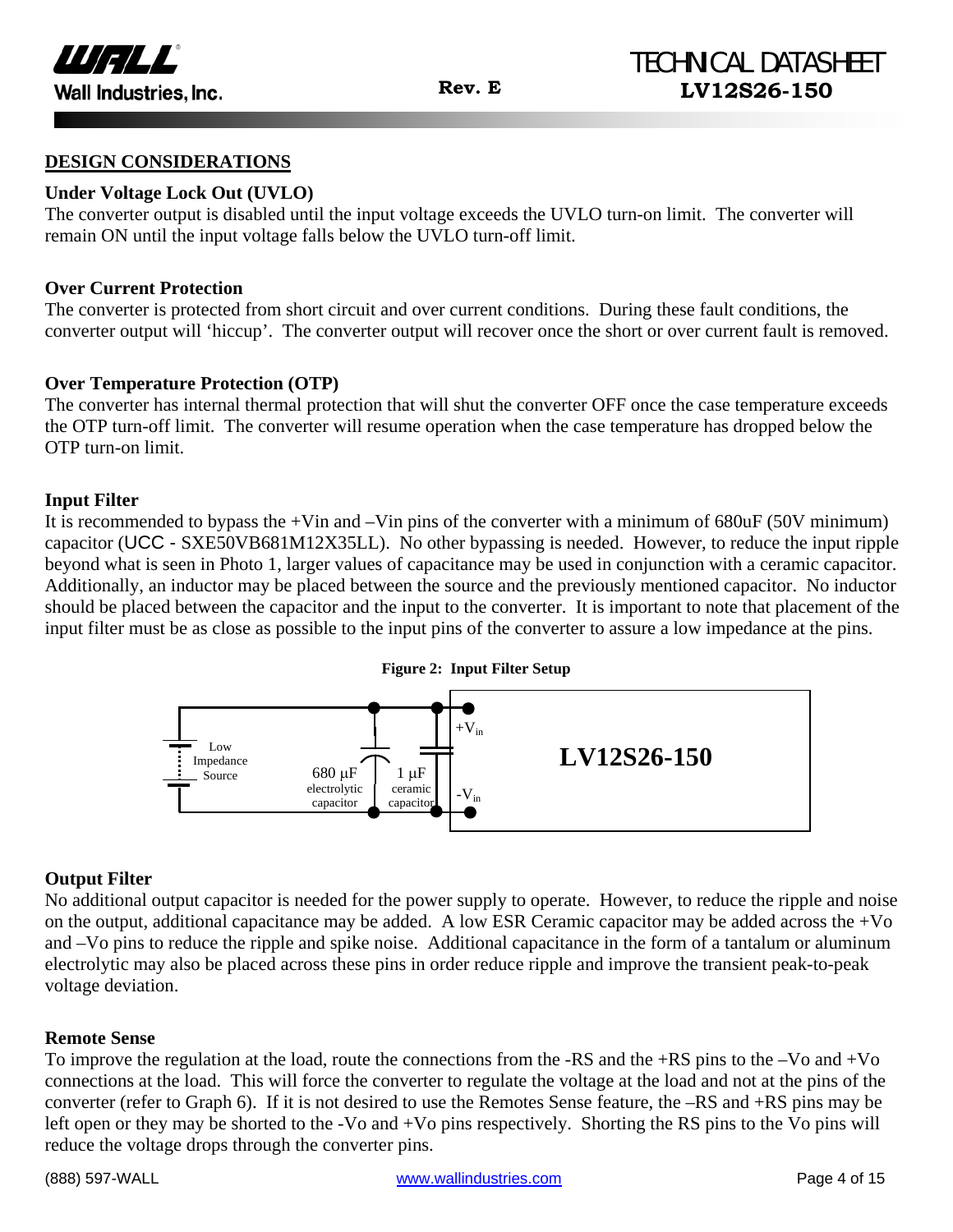## DESIGN CONSIDERATIONS

### Under Voltage Lock Out (UVLO)

The converter output is disabled until the input voltage exceeds the UVLO turn-on limit. The converter will remain ON until the input voltage falls below the UVLO turn-off limit.

### Over Current Protection

The converter is protected from short circuit and over current conditions. During these fault conditions, the converter output will 'hiccup'. The converter output will recover once the short or over current fault is removed.

### Over Temperature Protection (OTP)

The converter has internal thermal protection that will shut the converter OFF once the case temperature exceeds the OTP turn-off limit. The converter will resume operation when the case temperature has dropped below the OTP turn-on limit.

### Input Filter

It is recommended to bypass the +Vin and –Vin pins of the converter with a minimum of 680uF (50V minimum) capacitor (UCC - SXE50VB681M12X35LL). No other bypassing is needed. However, to reduce the input ripple beyond what is seen in Photo 1, larger values of capacitance may be used in conjunction with a ceramic capacitor. Additionally, an inductor may be placed between the source and the previously mentioned capacitor. No inductor should be placed between the capacitor and the input to the converter. It is important to note that placement of the input filter must be as close as possible to the input pins of the converter to assure a low impedance at the pins.

**Figure 2: Input Filter Setup**

Low Impedance Source — 680 μF electrolytic capacitor — 1 μF ceramic capacitor — $+V_{in}$ / $-V_{in}$ — LV12S26-150

### Output Filter

No additional output capacitor is needed for the power supply to operate. However, to reduce the ripple and noise on the output, additional capacitance may be added. A low ESR Ceramic capacitor may be added across the +Vo and –Vo pins to reduce the ripple and spike noise. Additional capacitance in the form of a tantalum or aluminum electrolytic may also be placed across these pins in order reduce ripple and improve the transient peak-to-peak voltage deviation.

### Remote Sense

To improve the regulation at the load, route the connections from the -RS and the +RS pins to the –Vo and +Vo connections at the load. This will force the converter to regulate the voltage at the load and not at the pins of the converter (refer to Graph 6). If it is not desired to use the Remotes Sense feature, the –RS and +RS pins may be left open or they may be shorted to the -Vo and +Vo pins respectively. Shorting the RS pins to the Vo pins will reduce the voltage drops through the converter pins.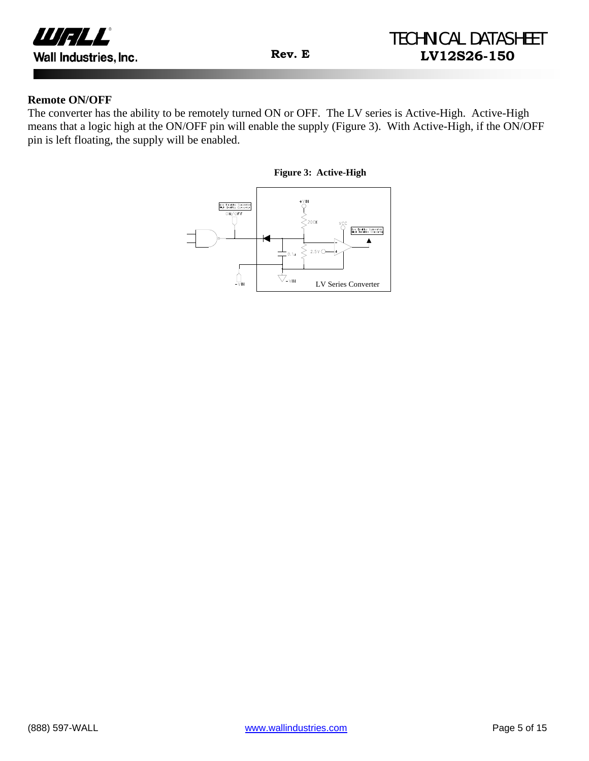## Remote ON/OFF

The converter has the ability to be remotely turned ON or OFF. The LV series is Active-High. Active-High means that a logic high at the ON/OFF pin will enable the supply (Figure 3). With Active-High, if the ON/OFF pin is left floating, the supply will be enabled.

**Figure 3: Active-High**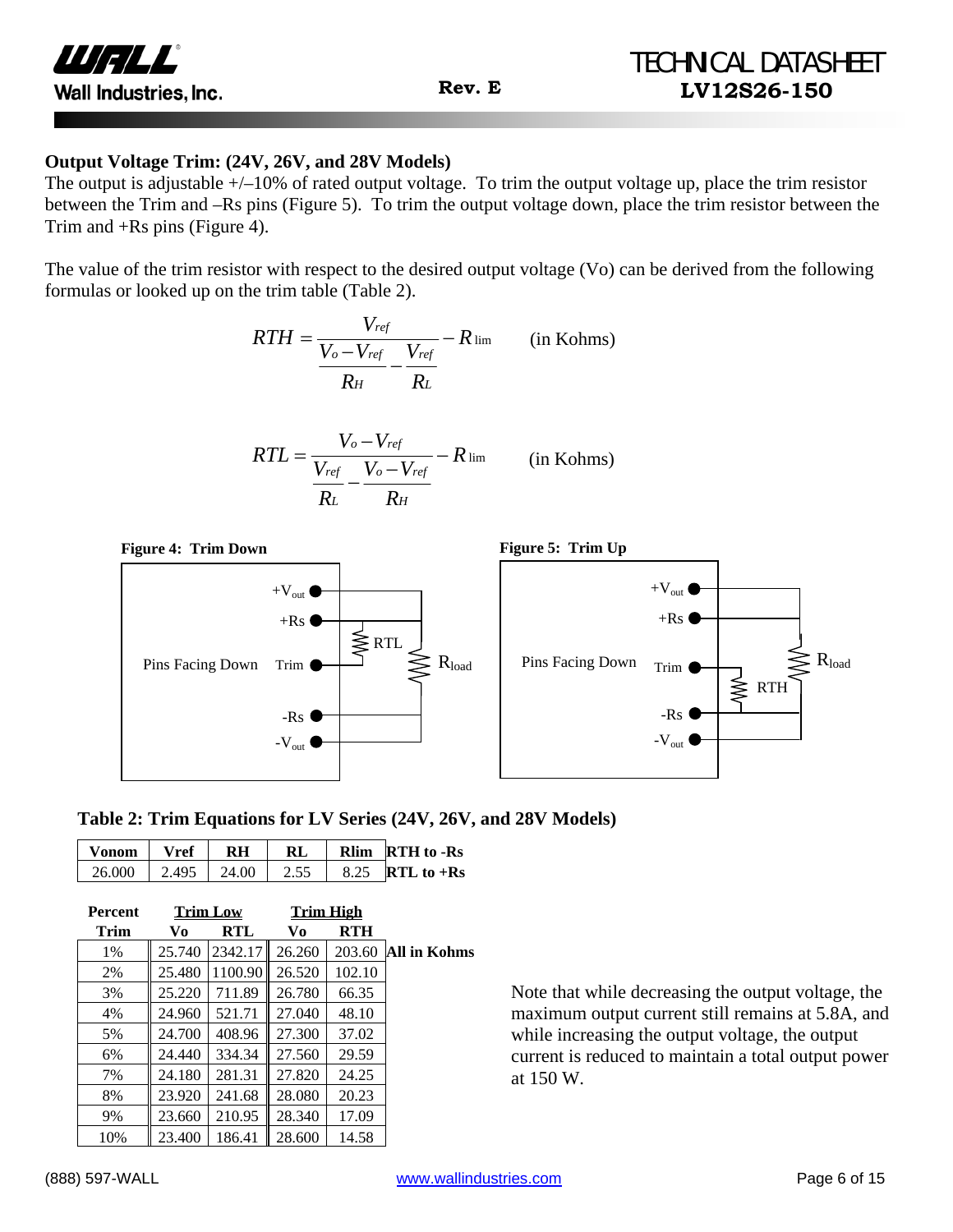## Output Voltage Trim: (24V, 26V, and 28V Models)

The output is adjustable +/–10% of rated output voltage. To trim the output voltage up, place the trim resistor between the Trim and –Rs pins (Figure 5). To trim the output voltage down, place the trim resistor between the Trim and +Rs pins (Figure 4).

The value of the trim resistor with respect to the desired output voltage (Vo) can be derived from the following formulas or looked up on the trim table (Table 2).

$$RTH = \frac{V_{ref}}{\frac{V_o - V_{ref}}{R_H} - \frac{V_{ref}}{R_L}} - R_{\lim} \qquad \text{(in Kohms)}$$

$$RTL = \frac{V_o - V_{ref}}{\frac{V_{ref}}{R_L} - \frac{V_o - V_{ref}}{R_H}} - R_{\lim} \qquad \text{(in Kohms)}$$

**Figure 4: Trim Down**

Pins Facing Down: $+V_{out}$, +Rs, Trim, -Rs, $-V_{out}$; RTL; $R_{load}$

**Figure 5: Trim Up**

Pins Facing Down: $+V_{out}$, +Rs, Trim, -Rs, $-V_{out}$; RTH; $R_{load}$

### Table 2: Trim Equations for LV Series (24V, 26V, and 28V Models)

| Vonom | Vref | RH | RL | Rlim | |
|---|---|---|---|---|---|
| 26.000 | 2.495 | 24.00 | 2.55 | 8.25 | **RTH to -Rs** / **RTL to +Rs** |

| Percent Trim | Trim Low Vo | Trim Low RTL | Trim High Vo | Trim High RTH |
|---|---|---|---|---|
| 1% | 25.740 | 2342.17 | 26.260 | 203.60 |
| 2% | 25.480 | 1100.90 | 26.520 | 102.10 |
| 3% | 25.220 | 711.89 | 26.780 | 66.35 |
| 4% | 24.960 | 521.71 | 27.040 | 48.10 |
| 5% | 24.700 | 408.96 | 27.300 | 37.02 |
| 6% | 24.440 | 334.34 | 27.560 | 29.59 |
| 7% | 24.180 | 281.31 | 27.820 | 24.25 |
| 8% | 23.920 | 241.68 | 28.080 | 20.23 |
| 9% | 23.660 | 210.95 | 28.340 | 17.09 |
| 10% | 23.400 | 186.41 | 28.600 | 14.58 |

**All in Kohms**

Note that while decreasing the output voltage, the maximum output current still remains at 5.8A, and while increasing the output voltage, the output current is reduced to maintain a total output power at 150 W.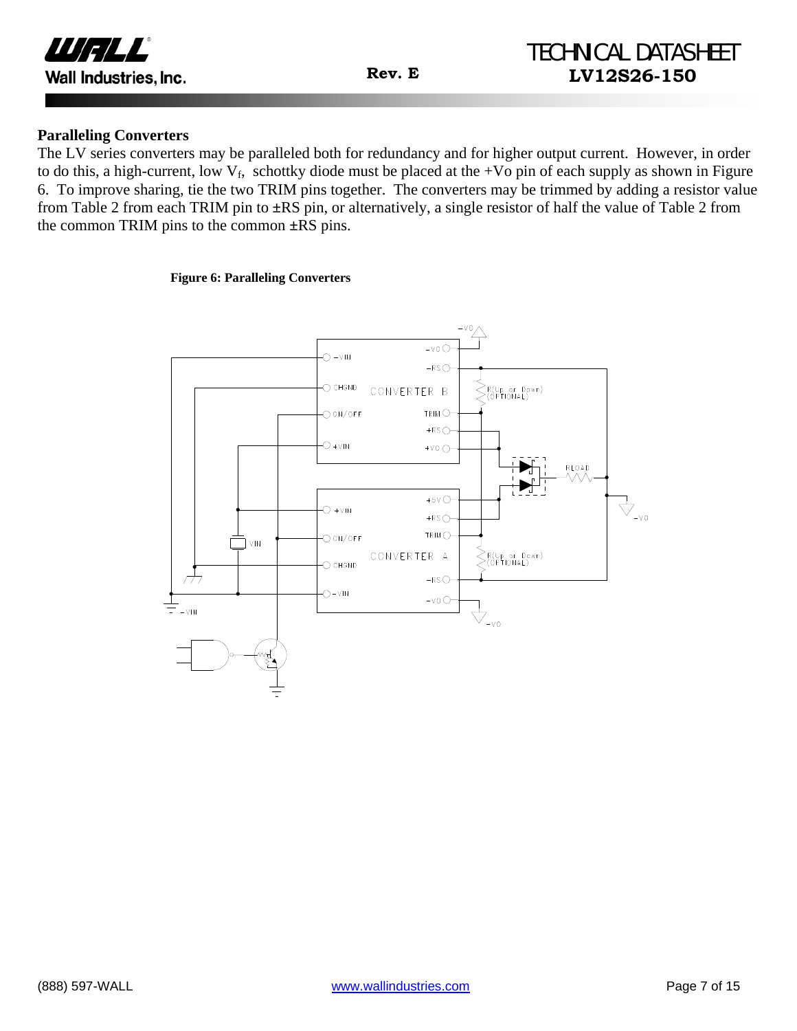## Paralleling Converters

The LV series converters may be paralleled both for redundancy and for higher output current. However, in order to do this, a high-current, low $V_f$, schottky diode must be placed at the +Vo pin of each supply as shown in Figure 6. To improve sharing, tie the two TRIM pins together. The converters may be trimmed by adding a resistor value from Table 2 from each TRIM pin to ±RS pin, or alternatively, a single resistor of half the value of Table 2 from the common TRIM pins to the common ±RS pins.

**Figure 6: Paralleling Converters**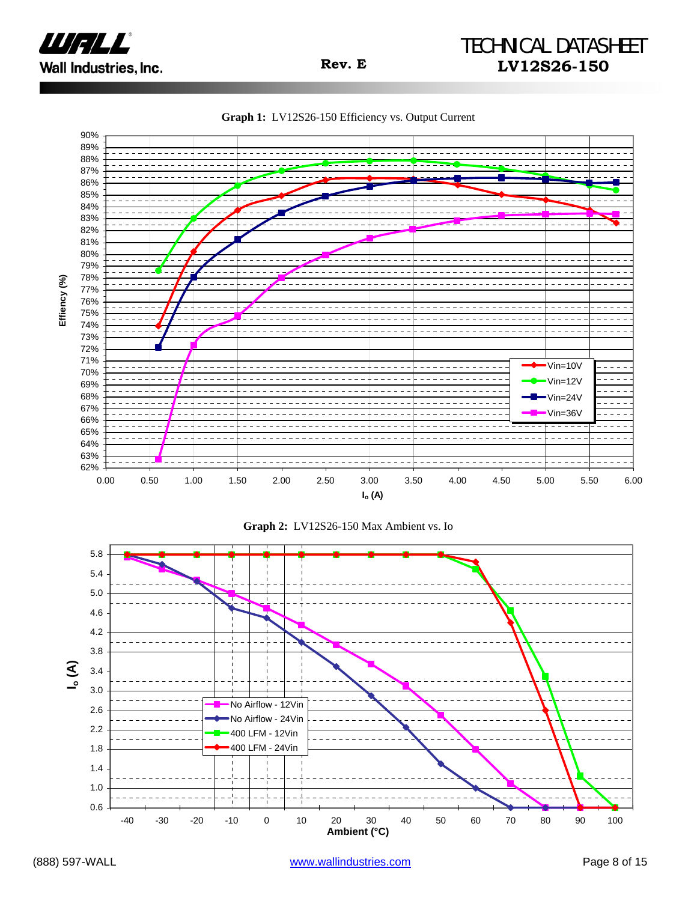**Graph 1:** LV12S26-150 Efficiency vs. Output Current

**Graph 2:** LV12S26-150 Max Ambient vs. Io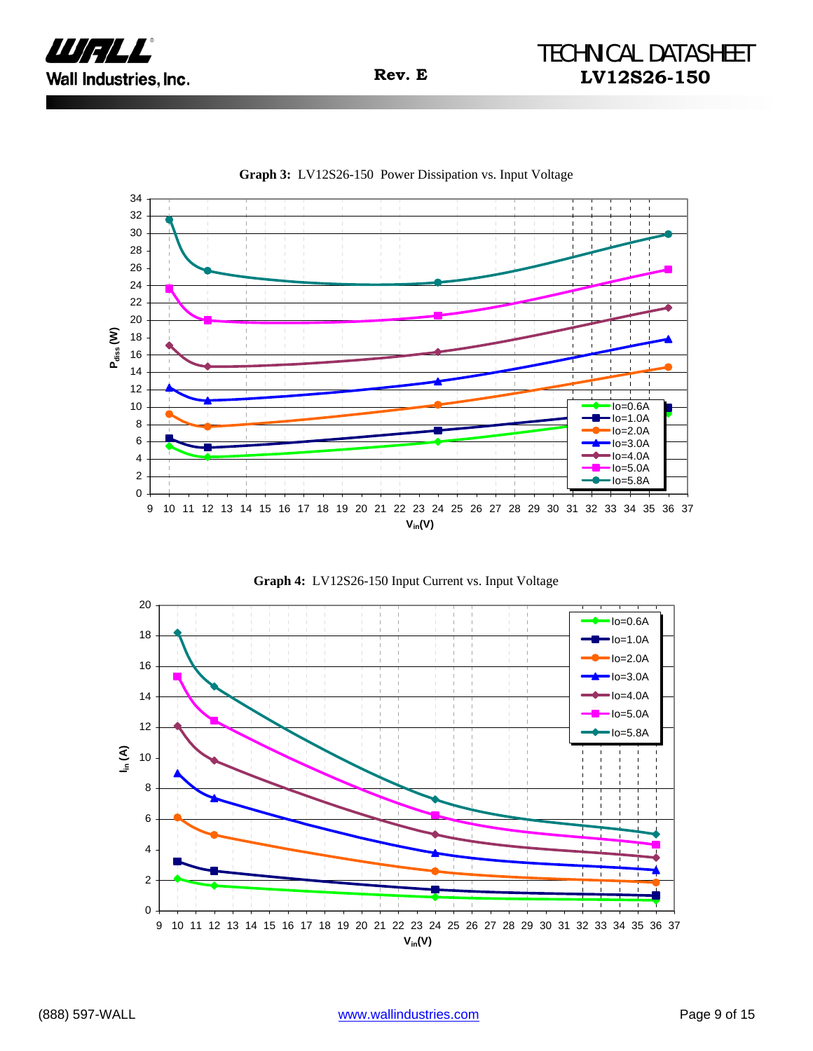**Graph 3:** LV12S26-150 Power Dissipation vs. Input Voltage

**Graph 4:** LV12S26-150 Input Current vs. Input Voltage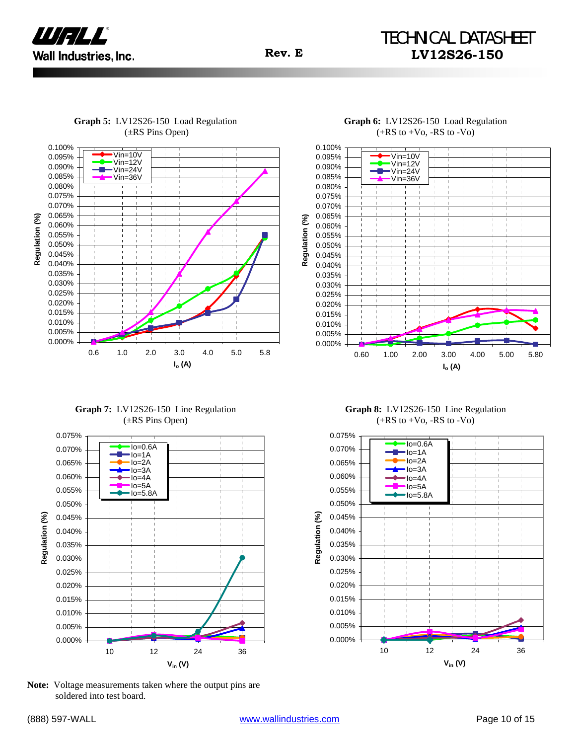**Graph 5:** LV12S26-150 Load Regulation (±RS Pins Open)

**Graph 6:** LV12S26-150 Load Regulation (+RS to +Vo, -RS to -Vo)

**Graph 7:** LV12S26-150 Line Regulation (±RS Pins Open)

**Graph 8:** LV12S26-150 Line Regulation (+RS to +Vo, -RS to -Vo)

**Note:** Voltage measurements taken where the output pins are soldered into test board.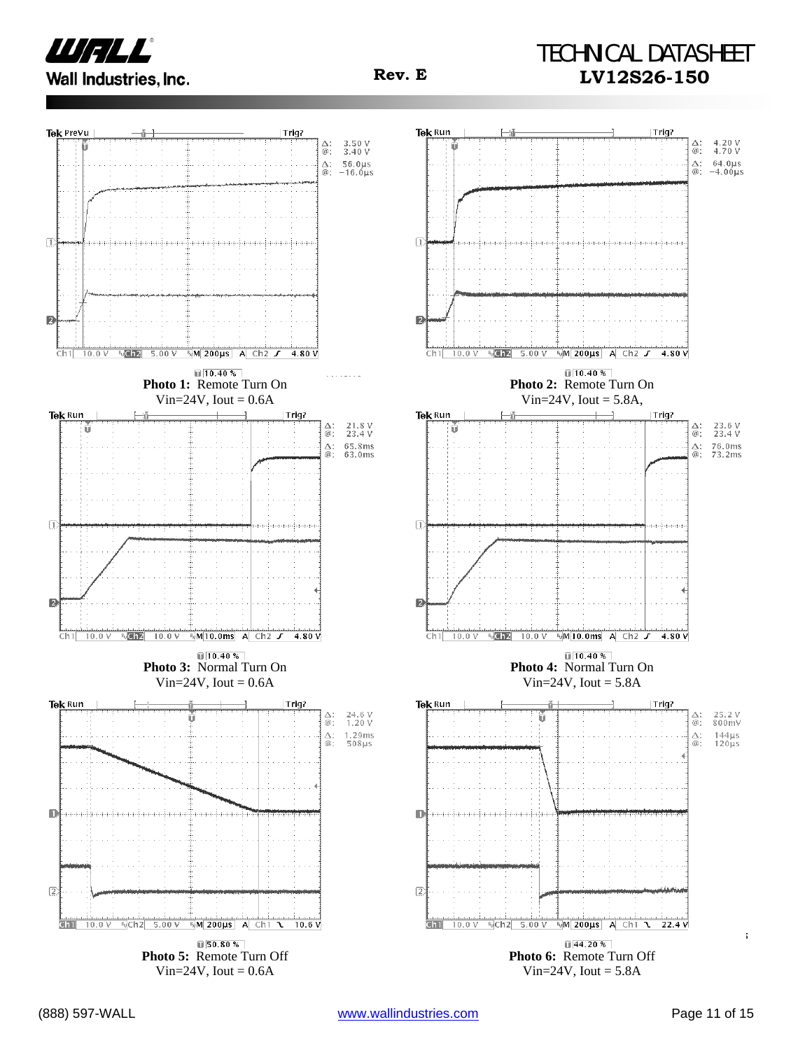**Photo 1:** Remote Turn On
Vin=24V, Iout = 0.6A

**Photo 2:** Remote Turn On
Vin=24V, Iout = 5.8A,

**Photo 3:** Normal Turn On
Vin=24V, Iout = 0.6A

**Photo 4:** Normal Turn On
Vin=24V, Iout = 5.8A

**Photo 5:** Remote Turn Off
Vin=24V, Iout = 0.6A

**Photo 6:** Remote Turn Off
Vin=24V, Iout = 5.8A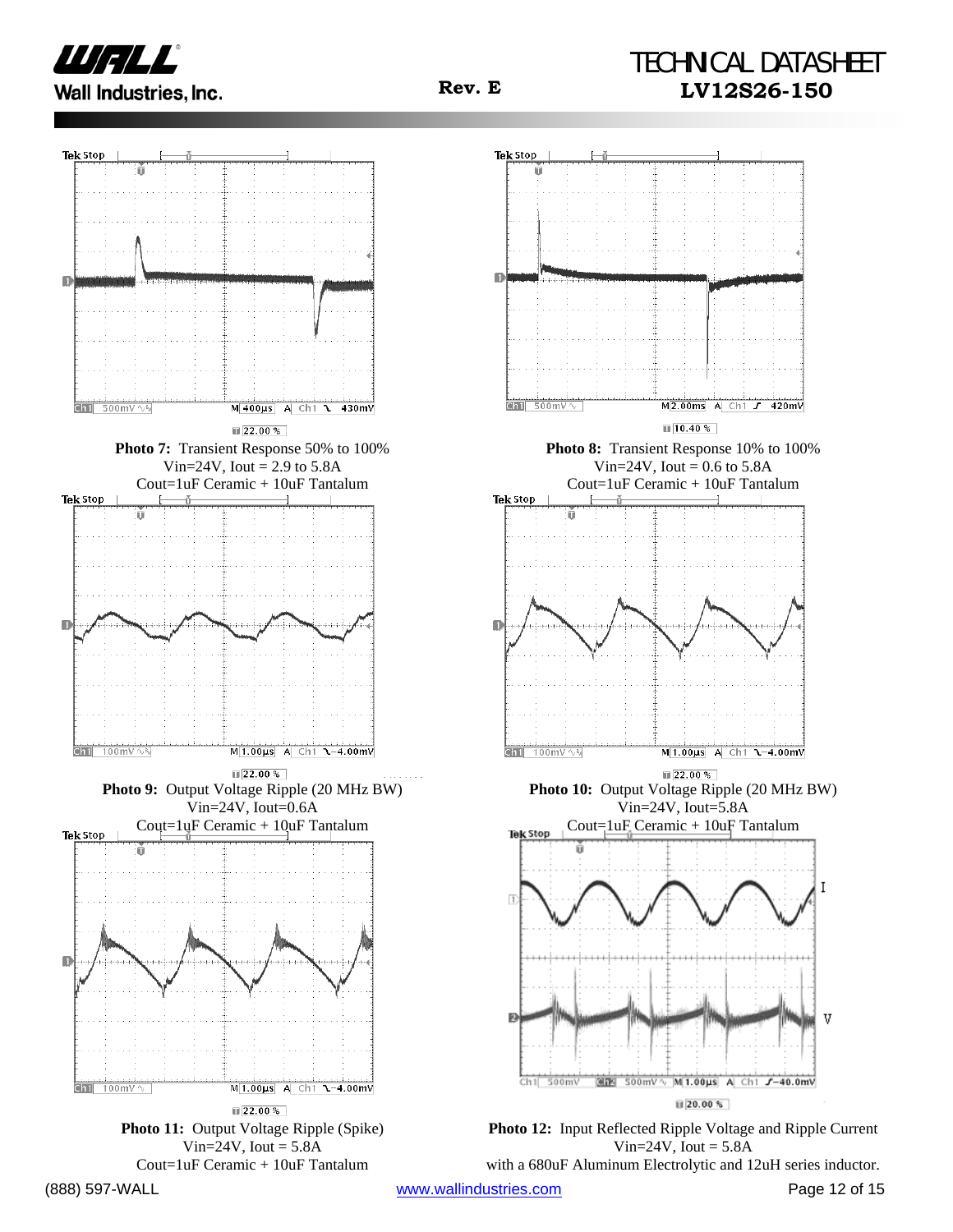**Photo 7:** Transient Response 50% to 100%
Vin=24V, Iout = 2.9 to 5.8A
Cout=1uF Ceramic + 10uF Tantalum

**Photo 8:** Transient Response 10% to 100%
Vin=24V, Iout = 0.6 to 5.8A
Cout=1uF Ceramic + 10uF Tantalum

**Photo 9:** Output Voltage Ripple (20 MHz BW)
Vin=24V, Iout=0.6A
Cout=1uF Ceramic + 10uF Tantalum

**Photo 10:** Output Voltage Ripple (20 MHz BW)
Vin=24V, Iout=5.8A
Cout=1uF Ceramic + 10uF Tantalum

**Photo 11:** Output Voltage Ripple (Spike)
Vin=24V, Iout = 5.8A
Cout=1uF Ceramic + 10uF Tantalum

**Photo 12:** Input Reflected Ripple Voltage and Ripple Current
Vin=24V, Iout = 5.8A
with a 680uF Aluminum Electrolytic and 12uH series inductor.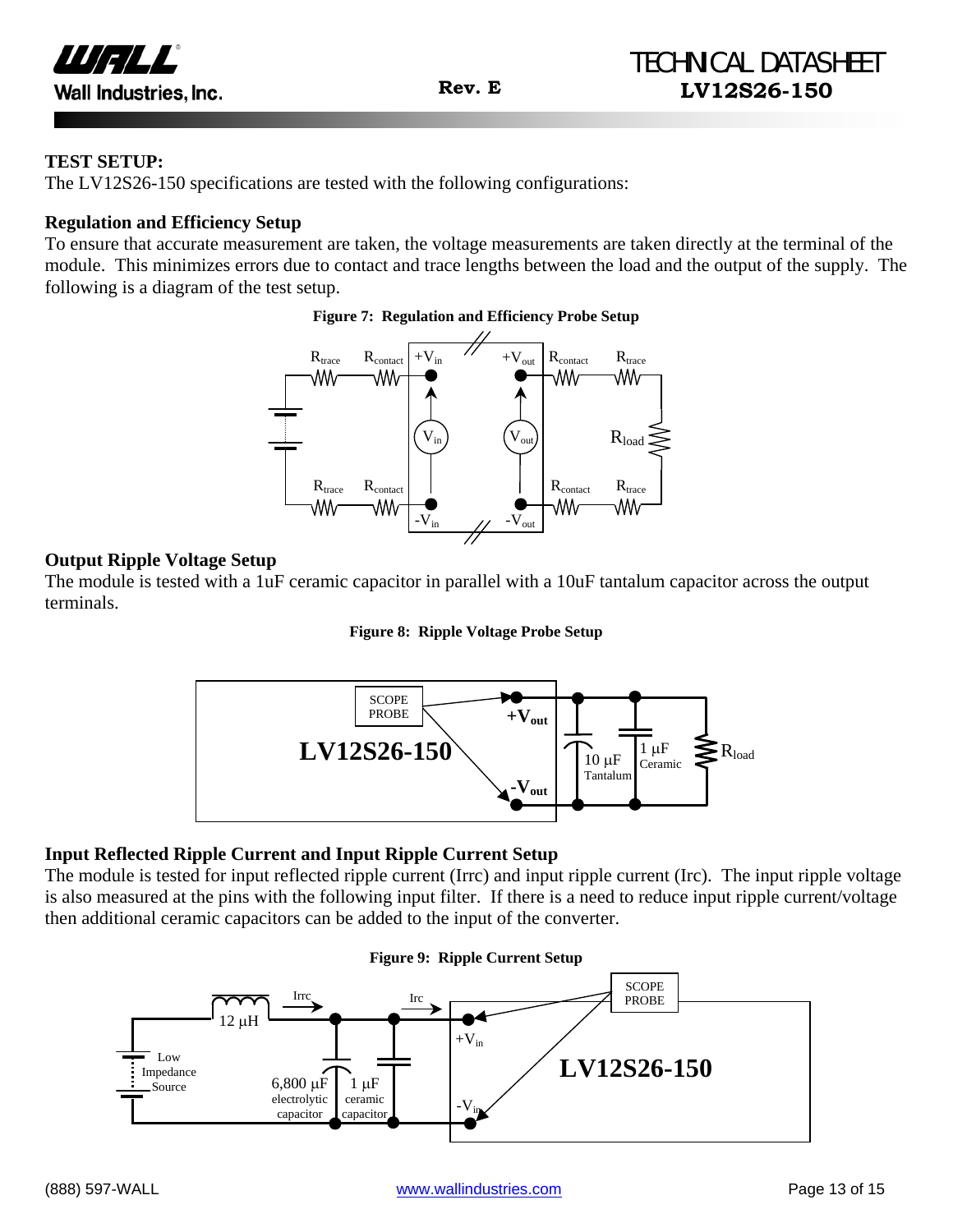## TEST SETUP:

The LV12S26-150 specifications are tested with the following configurations:

### Regulation and Efficiency Setup

To ensure that accurate measurement are taken, the voltage measurements are taken directly at the terminal of the module. This minimizes errors due to contact and trace lengths between the load and the output of the supply. The following is a diagram of the test setup.

**Figure 7: Regulation and Efficiency Probe Setup**

### Output Ripple Voltage Setup

The module is tested with a 1uF ceramic capacitor in parallel with a 10uF tantalum capacitor across the output terminals.

**Figure 8: Ripple Voltage Probe Setup**

### Input Reflected Ripple Current and Input Ripple Current Setup

The module is tested for input reflected ripple current (Irrc) and input ripple current (Irc). The input ripple voltage is also measured at the pins with the following input filter. If there is a need to reduce input ripple current/voltage then additional ceramic capacitors can be added to the input of the converter.

**Figure 9: Ripple Current Setup**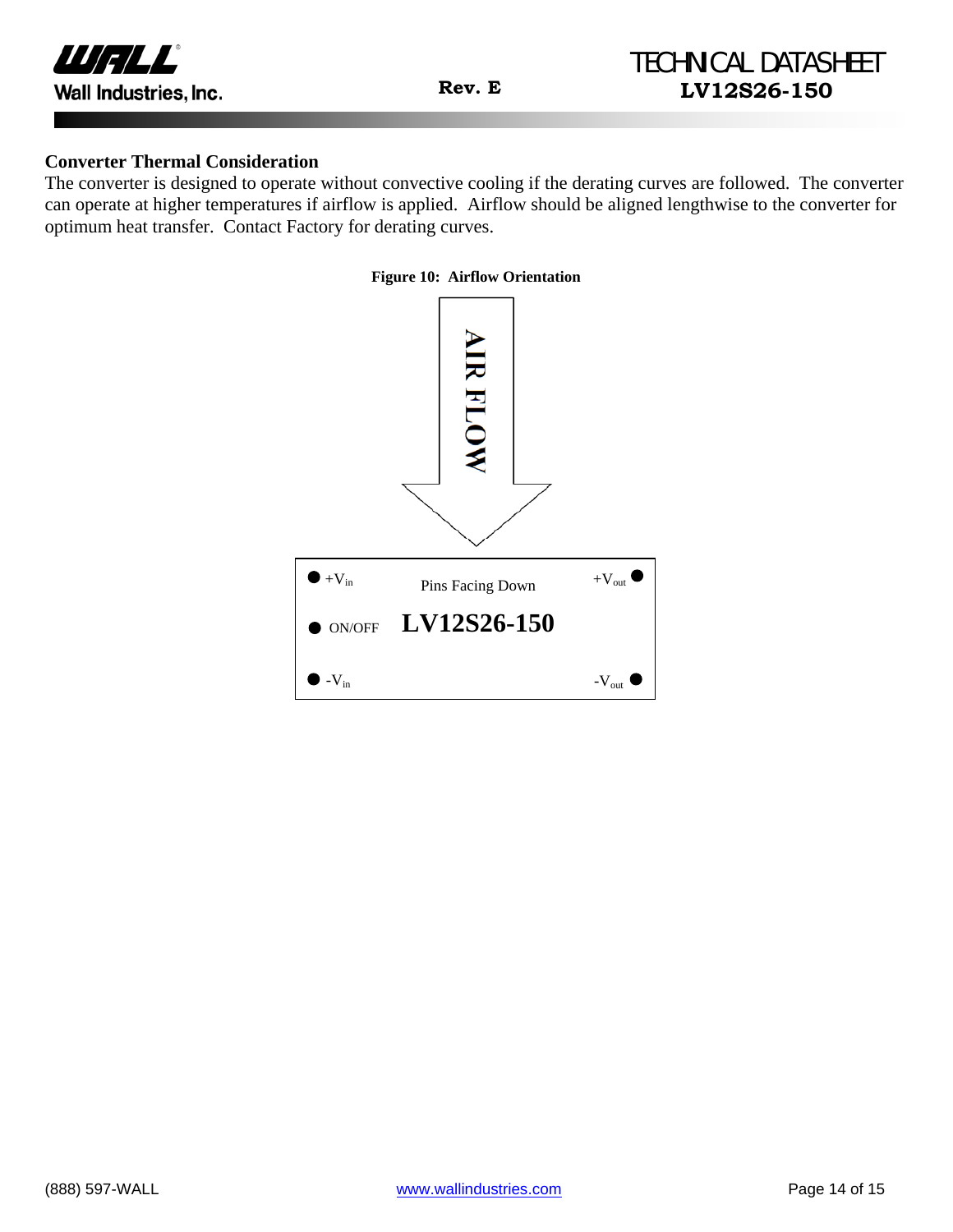## Converter Thermal Consideration

The converter is designed to operate without convective cooling if the derating curves are followed. The converter can operate at higher temperatures if airflow is applied. Airflow should be aligned lengthwise to the converter for optimum heat transfer. Contact Factory for derating curves.

**Figure 10: Airflow Orientation**

AIR FLOW

$+V_{in}$ | Pins Facing Down | $+V_{out}$

ON/OFF | **LV12S26-150**

$-V_{in}$ | $-V_{out}$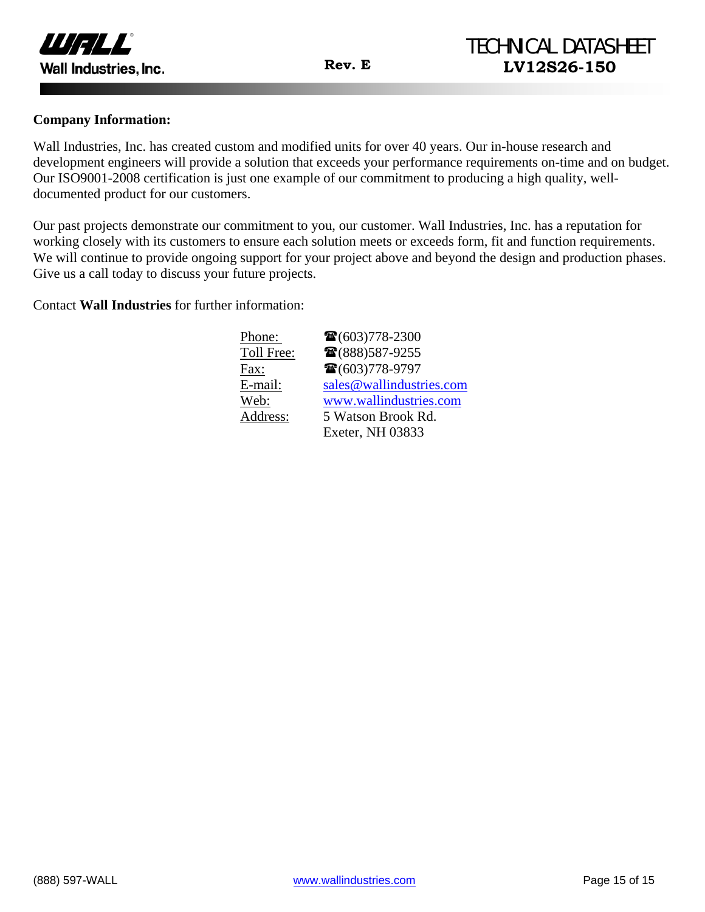**Company Information:**

Wall Industries, Inc. has created custom and modified units for over 40 years. Our in-house research and development engineers will provide a solution that exceeds your performance requirements on-time and on budget. Our ISO9001-2008 certification is just one example of our commitment to producing a high quality, well-documented product for our customers.

Our past projects demonstrate our commitment to you, our customer. Wall Industries, Inc. has a reputation for working closely with its customers to ensure each solution meets or exceeds form, fit and function requirements. We will continue to provide ongoing support for your project above and beyond the design and production phases. Give us a call today to discuss your future projects.

Contact **Wall Industries** for further information:

| | |
|---|---|
| Phone: | ☎(603)778-2300 |
| Toll Free: | ☎(888)587-9255 |
| Fax: | ☎(603)778-9797 |
| E-mail: | sales@wallindustries.com |
| Web: | www.wallindustries.com |
| Address: | 5 Watson Brook Rd.<br>Exeter, NH 03833 |